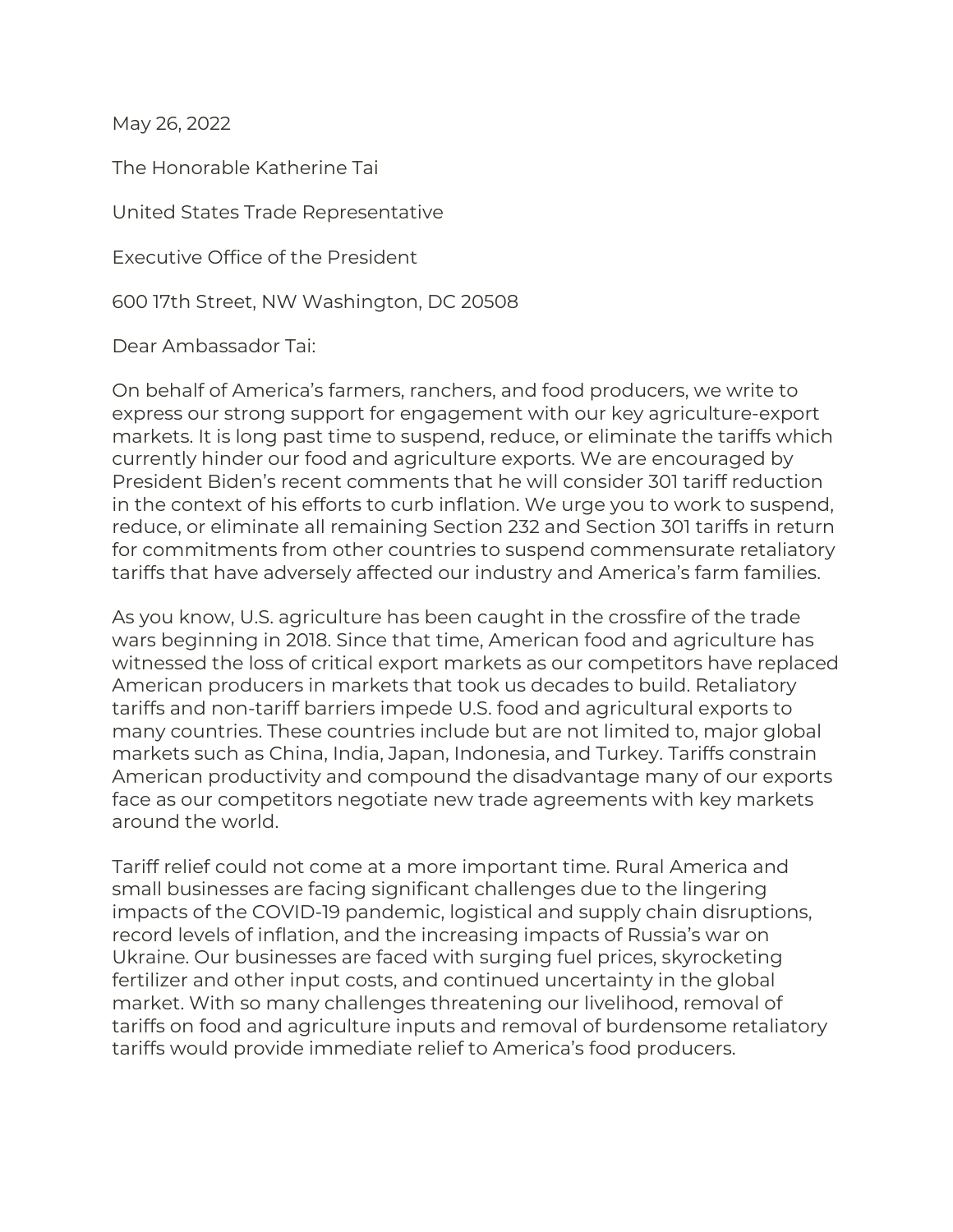May 26, 2022

The Honorable Katherine Tai

United States Trade Representative

Executive Office of the President

600 17th Street, NW Washington, DC 20508

Dear Ambassador Tai:

On behalf of America's farmers, ranchers, and food producers, we write to express our strong support for engagement with our key agriculture-export markets. It is long past time to suspend, reduce, or eliminate the tariffs which currently hinder our food and agriculture exports. We are encouraged by President Biden's recent comments that he will consider 301 tariff reduction in the context of his efforts to curb inflation. We urge you to work to suspend, reduce, or eliminate all remaining Section 232 and Section 301 tariffs in return for commitments from other countries to suspend commensurate retaliatory tariffs that have adversely affected our industry and America's farm families.

As you know, U.S. agriculture has been caught in the crossfire of the trade wars beginning in 2018. Since that time, American food and agriculture has witnessed the loss of critical export markets as our competitors have replaced American producers in markets that took us decades to build. Retaliatory tariffs and non-tariff barriers impede U.S. food and agricultural exports to many countries. These countries include but are not limited to, major global markets such as China, India, Japan, Indonesia, and Turkey. Tariffs constrain American productivity and compound the disadvantage many of our exports face as our competitors negotiate new trade agreements with key markets around the world.

Tariff relief could not come at a more important time. Rural America and small businesses are facing significant challenges due to the lingering impacts of the COVID-19 pandemic, logistical and supply chain disruptions, record levels of inflation, and the increasing impacts of Russia's war on Ukraine. Our businesses are faced with surging fuel prices, skyrocketing fertilizer and other input costs, and continued uncertainty in the global market. With so many challenges threatening our livelihood, removal of tariffs on food and agriculture inputs and removal of burdensome retaliatory tariffs would provide immediate relief to America's food producers.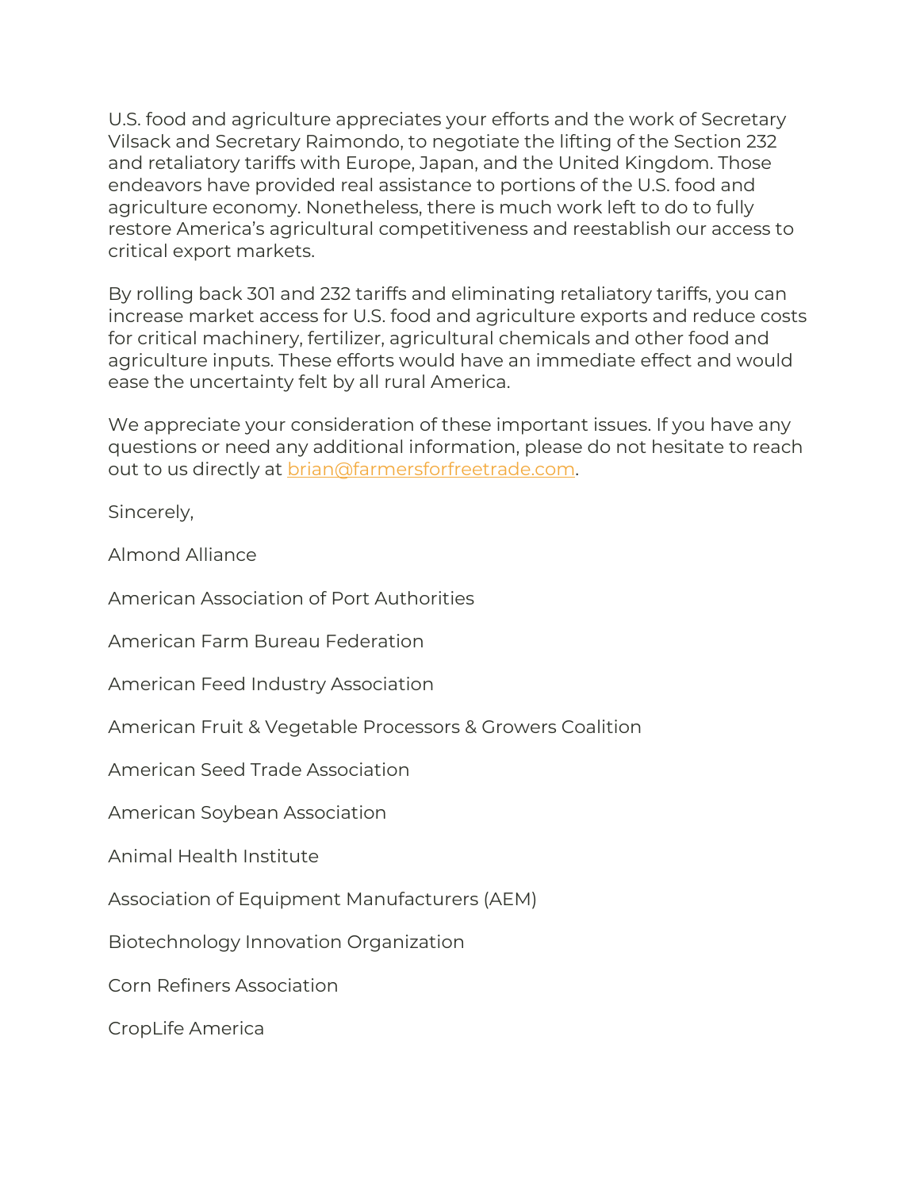U.S. food and agriculture appreciates your efforts and the work of Secretary Vilsack and Secretary Raimondo, to negotiate the lifting of the Section 232 and retaliatory tariffs with Europe, Japan, and the United Kingdom. Those endeavors have provided real assistance to portions of the U.S. food and agriculture economy. Nonetheless, there is much work left to do to fully restore America's agricultural competitiveness and reestablish our access to critical export markets.

By rolling back 301 and 232 tariffs and eliminating retaliatory tariffs, you can increase market access for U.S. food and agriculture exports and reduce costs for critical machinery, fertilizer, agricultural chemicals and other food and agriculture inputs. These efforts would have an immediate effect and would ease the uncertainty felt by all rural America.

We appreciate your consideration of these important issues. If you have any questions or need any additional information, please do not hesitate to reach out to us directly at brian@farmersforfreetrade.com.

Sincerely,

Almond Alliance

American Association of Port Authorities

American Farm Bureau Federation

American Feed Industry Association

American Fruit & Vegetable Processors & Growers Coalition

American Seed Trade Association

American Soybean Association

Animal Health Institute

Association of Equipment Manufacturers (AEM)

Biotechnology Innovation Organization

Corn Refiners Association

CropLife America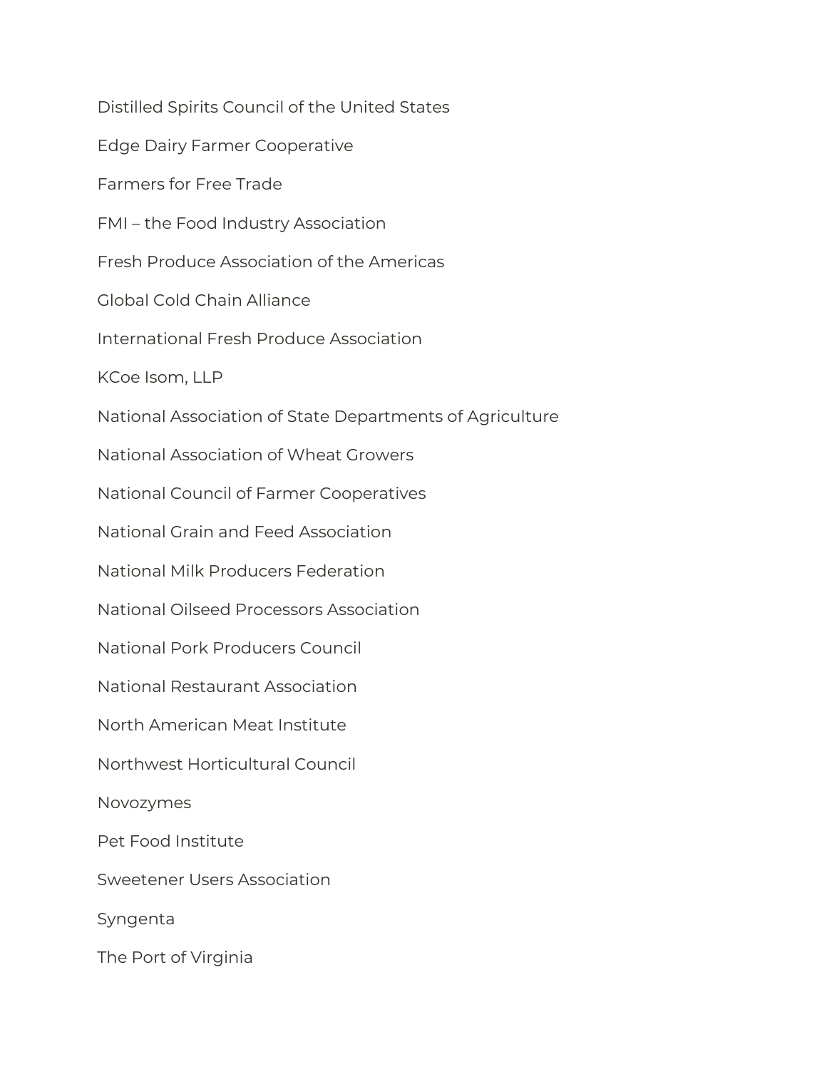Distilled Spirits Council of the United States

Edge Dairy Farmer Cooperative

Farmers for Free Trade

FMI – the Food Industry Association

Fresh Produce Association of the Americas

Global Cold Chain Alliance

International Fresh Produce Association

KCoe Isom, LLP

National Association of State Departments of Agriculture

National Association of Wheat Growers

National Council of Farmer Cooperatives

National Grain and Feed Association

National Milk Producers Federation

National Oilseed Processors Association

National Pork Producers Council

National Restaurant Association

North American Meat Institute

Northwest Horticultural Council

Novozymes

Pet Food Institute

Sweetener Users Association

Syngenta

The Port of Virginia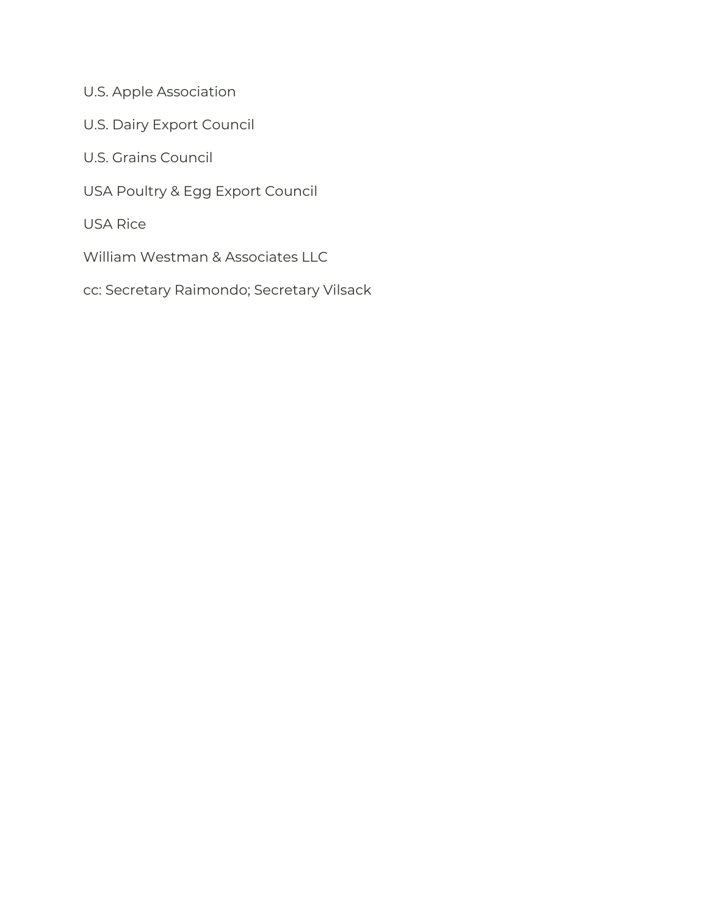U.S. Apple Association

U.S. Dairy Export Council

U.S. Grains Council

USA Poultry & Egg Export Council

USA Rice

William Westman & Associates LLC

cc: Secretary Raimondo; Secretary Vilsack